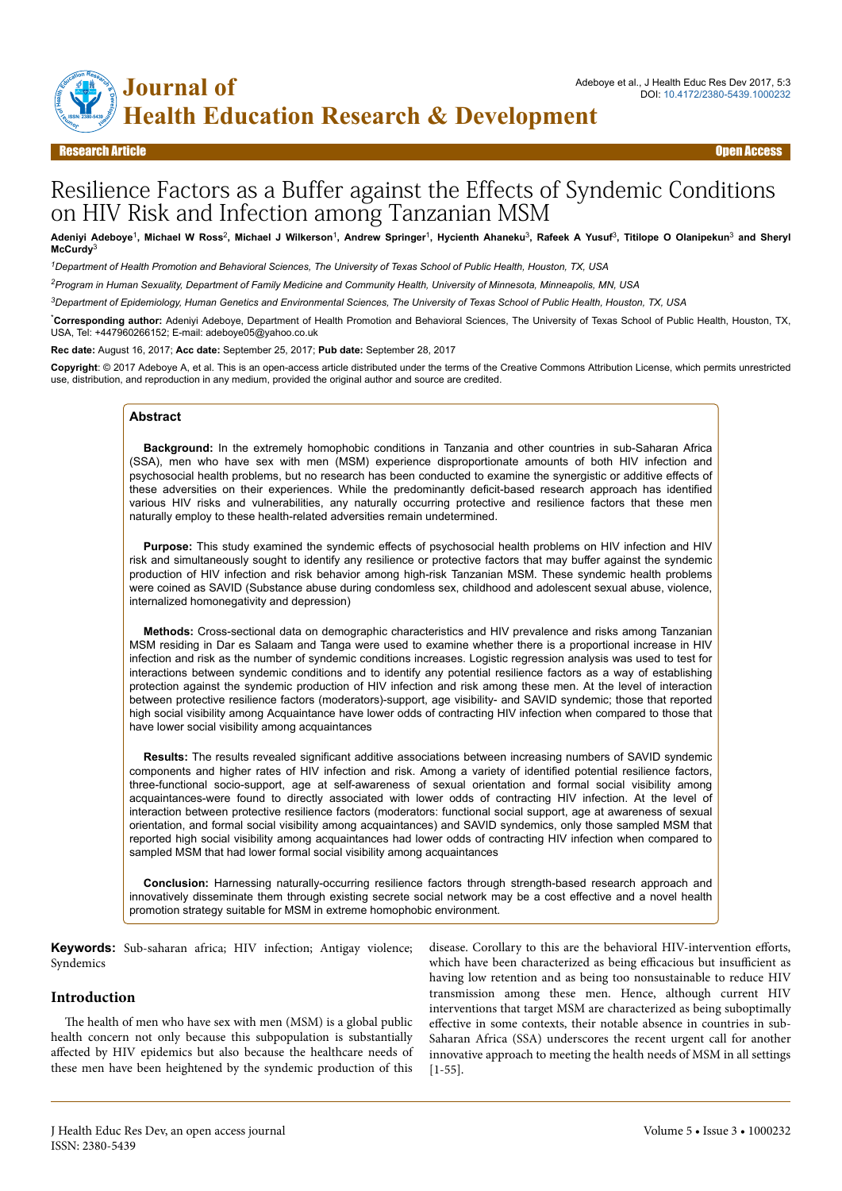Research Article | Open Access

# Resilience Factors as a Buffer against the Effects of Syndemic Conditions on HIV Risk and Infection among Tanzanian MSM

**Adeniyi Adeboye[1], Michael W Ross[2], Michael J Wilkerson[1], Andrew Springer[1], Hycienth Ahaneku[3], Rafeek A Yusuf[3], Titilope O Olanipekun[3] and Sheryl McCurdy[3]**

[1]*Department of Health Promotion and Behavioral Sciences, The University of Texas School of Public Health, Houston, TX, USA*

[2]*Program in Human Sexuality, Department of Family Medicine and Community Health, University of Minnesota, Minneapolis, MN, USA*

[3]*Department of Epidemiology, Human Genetics and Environmental Sciences, The University of Texas School of Public Health, Houston, TX, USA*

[*]**Corresponding author:** Adeniyi Adeboye, Department of Health Promotion and Behavioral Sciences, The University of Texas School of Public Health, Houston, TX, USA, Tel: +447960266152; E-mail: adeboye05@yahoo.co.uk

**Rec date:** August 16, 2017; **Acc date:** September 25, 2017; **Pub date:** September 28, 2017

**Copyright**: © 2017 Adeboye A, et al. This is an open-access article distributed under the terms of the Creative Commons Attribution License, which permits unrestricted use, distribution, and reproduction in any medium, provided the original author and source are credited.

## Abstract

**Background:** In the extremely homophobic conditions in Tanzania and other countries in sub-Saharan Africa (SSA), men who have sex with men (MSM) experience disproportionate amounts of both HIV infection and psychosocial health problems, but no research has been conducted to examine the synergistic or additive effects of these adversities on their experiences. While the predominantly deficit-based research approach has identified various HIV risks and vulnerabilities, any naturally occurring protective and resilience factors that these men naturally employ to these health-related adversities remain undetermined.

**Purpose:** This study examined the syndemic effects of psychosocial health problems on HIV infection and HIV risk and simultaneously sought to identify any resilience or protective factors that may buffer against the syndemic production of HIV infection and risk behavior among high-risk Tanzanian MSM. These syndemic health problems were coined as SAVID (Substance abuse during condomless sex, childhood and adolescent sexual abuse, violence, internalized homonegativity and depression)

**Methods:** Cross-sectional data on demographic characteristics and HIV prevalence and risks among Tanzanian MSM residing in Dar es Salaam and Tanga were used to examine whether there is a proportional increase in HIV infection and risk as the number of syndemic conditions increases. Logistic regression analysis was used to test for interactions between syndemic conditions and to identify any potential resilience factors as a way of establishing protection against the syndemic production of HIV infection and risk among these men. At the level of interaction between protective resilience factors (moderators)-support, age visibility- and SAVID syndemic; those that reported high social visibility among Acquaintance have lower odds of contracting HIV infection when compared to those that have lower social visibility among acquaintances

**Results:** The results revealed significant additive associations between increasing numbers of SAVID syndemic components and higher rates of HIV infection and risk. Among a variety of identified potential resilience factors, three-functional socio-support, age at self-awareness of sexual orientation and formal social visibility among acquaintances-were found to directly associated with lower odds of contracting HIV infection. At the level of interaction between protective resilience factors (moderators: functional social support, age at awareness of sexual orientation, and formal social visibility among acquaintances) and SAVID syndemics, only those sampled MSM that reported high social visibility among acquaintances had lower odds of contracting HIV infection when compared to sampled MSM that had lower formal social visibility among acquaintances

**Conclusion:** Harnessing naturally-occurring resilience factors through strength-based research approach and innovatively disseminate them through existing secrete social network may be a cost effective and a novel health promotion strategy suitable for MSM in extreme homophobic environment.

**Keywords:** Sub-saharan africa; HIV infection; Antigay violence; Syndemics

## Introduction

The health of men who have sex with men (MSM) is a global public health concern not only because this subpopulation is substantially affected by HIV epidemics but also because the healthcare needs of these men have been heightened by the syndemic production of this disease. Corollary to this are the behavioral HIV-intervention efforts, which have been characterized as being efficacious but insufficient as having low retention and as being too nonsustainable to reduce HIV transmission among these men. Hence, although current HIV interventions that target MSM are characterized as being suboptimally effective in some contexts, their notable absence in countries in sub-Saharan Africa (SSA) underscores the recent urgent call for another innovative approach to meeting the health needs of MSM in all settings [1-55].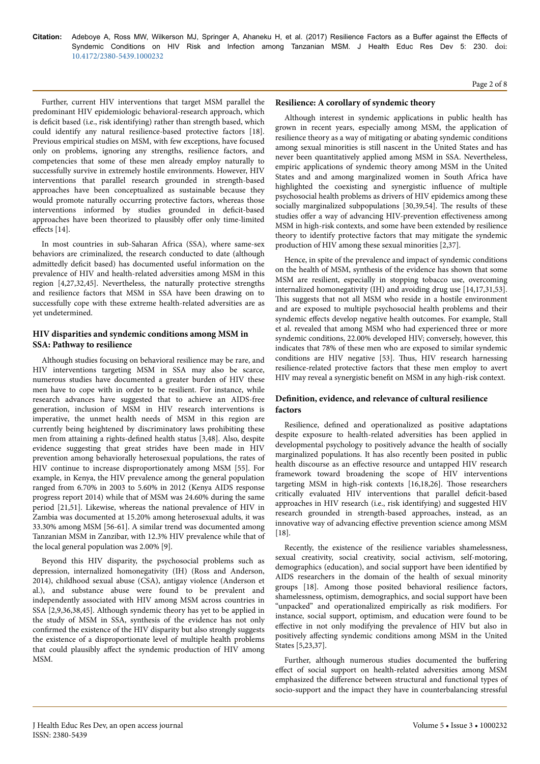Further, current HIV interventions that target MSM parallel the predominant HIV epidemiologic behavioral-research approach, which is deficit based (i.e., risk identifying) rather than strength based, which could identify any natural resilience-based protective factors [18]. Previous empirical studies on MSM, with few exceptions, have focused only on problems, ignoring any strengths, resilience factors, and competencies that some of these men already employ naturally to successfully survive in extremely hostile environments. However, HIV interventions that parallel research grounded in strength-based approaches have been conceptualized as sustainable because they would promote naturally occurring protective factors, whereas those interventions informed by studies grounded in deficit-based approaches have been theorized to plausibly offer only time-limited effects [14].

In most countries in sub-Saharan Africa (SSA), where same-sex behaviors are criminalized, the research conducted to date (although admittedly deficit based) has documented useful information on the prevalence of HIV and health-related adversities among MSM in this region [4,27,32,45]. Nevertheless, the naturally protective strengths and resilience factors that MSM in SSA have been drawing on to successfully cope with these extreme health-related adversities are as yet undetermined.

## HIV disparities and syndemic conditions among MSM in SSA: Pathway to resilience

Although studies focusing on behavioral resilience may be rare, and HIV interventions targeting MSM in SSA may also be scarce, numerous studies have documented a greater burden of HIV these men have to cope with in order to be resilient. For instance, while research advances have suggested that to achieve an AIDS-free generation, inclusion of MSM in HIV research interventions is imperative, the unmet health needs of MSM in this region are currently being heightened by discriminatory laws prohibiting these men from attaining a rights-defined health status [3,48]. Also, despite evidence suggesting that great strides have been made in HIV prevention among behaviorally heterosexual populations, the rates of HIV continue to increase disproportionately among MSM [55]. For example, in Kenya, the HIV prevalence among the general population ranged from 6.70% in 2003 to 5.60% in 2012 (Kenya AIDS response progress report 2014) while that of MSM was 24.60% during the same period [21,51]. Likewise, whereas the national prevalence of HIV in Zambia was documented at 15.20% among heterosexual adults, it was 33.30% among MSM [56-61]. A similar trend was documented among Tanzanian MSM in Zanzibar, with 12.3% HIV prevalence while that of the local general population was 2.00% [9].

Beyond this HIV disparity, the psychosocial problems such as depression, internalized homonegativity (IH) (Ross and Anderson, 2014), childhood sexual abuse (CSA), antigay violence (Anderson et al.), and substance abuse were found to be prevalent and independently associated with HIV among MSM across countries in SSA [2,9,36,38,45]. Although syndemic theory has yet to be applied in the study of MSM in SSA, synthesis of the evidence has not only confirmed the existence of the HIV disparity but also strongly suggests the existence of a disproportionate level of multiple health problems that could plausibly affect the syndemic production of HIV among MSM.

## Resilience: A corollary of syndemic theory

Although interest in syndemic applications in public health has grown in recent years, especially among MSM, the application of resilience theory as a way of mitigating or abating syndemic conditions among sexual minorities is still nascent in the United States and has never been quantitatively applied among MSM in SSA. Nevertheless, empiric applications of syndemic theory among MSM in the United States and and among marginalized women in South Africa have highlighted the coexisting and synergistic influence of multiple psychosocial health problems as drivers of HIV epidemics among these socially marginalized subpopulations [30,39,54]. The results of these studies offer a way of advancing HIV-prevention effectiveness among MSM in high-risk contexts, and some have been extended by resilience theory to identify protective factors that may mitigate the syndemic production of HIV among these sexual minorities [2,37].

Hence, in spite of the prevalence and impact of syndemic conditions on the health of MSM, synthesis of the evidence has shown that some MSM are resilient, especially in stopping tobacco use, overcoming internalized homonegativity (IH) and avoiding drug use [14,17,31,53]. This suggests that not all MSM who reside in a hostile environment and are exposed to multiple psychosocial health problems and their syndemic effects develop negative health outcomes. For example, Stall et al. revealed that among MSM who had experienced three or more syndemic conditions, 22.00% developed HIV; conversely, however, this indicates that 78% of these men who are exposed to similar syndemic conditions are HIV negative [53]. Thus, HIV research harnessing resilience-related protective factors that these men employ to avert HIV may reveal a synergistic benefit on MSM in any high-risk context.

## Definition, evidence, and relevance of cultural resilience factors

Resilience, defined and operationalized as positive adaptations despite exposure to health-related adversities has been applied in developmental psychology to positively advance the health of socially marginalized populations. It has also recently been posited in public health discourse as an effective resource and untapped HIV research framework toward broadening the scope of HIV interventions targeting MSM in high-risk contexts [16,18,26]. Those researchers critically evaluated HIV interventions that parallel deficit-based approaches in HIV research (i.e., risk identifying) and suggested HIV research grounded in strength-based approaches, instead, as an innovative way of advancing effective prevention science among MSM [18].

Recently, the existence of the resilience variables shamelessness, sexual creativity, social creativity, social activism, self-motoring, demographics (education), and social support have been identified by AIDS researchers in the domain of the health of sexual minority groups [18]. Among those posited behavioral resilience factors, shamelessness, optimism, demographics, and social support have been "unpacked" and operationalized empirically as risk modifiers. For instance, social support, optimism, and education were found to be effective in not only modifying the prevalence of HIV but also in positively affecting syndemic conditions among MSM in the United States [5,23,37].

Further, although numerous studies documented the buffering effect of social support on health-related adversities among MSM emphasized the difference between structural and functional types of socio-support and the impact they have in counterbalancing stressful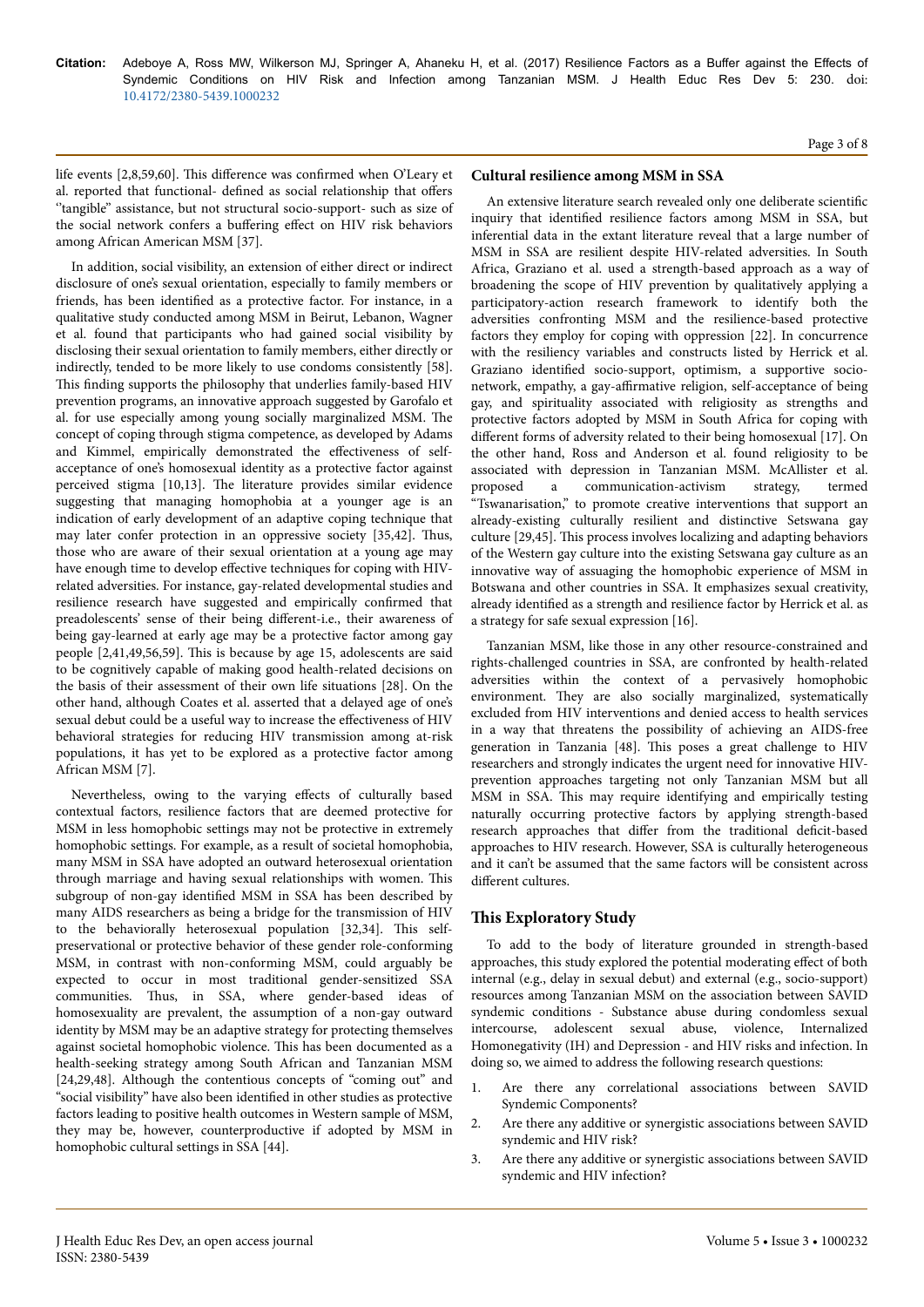life events [2,8,59,60]. This difference was confirmed when O'Leary et al. reported that functional- defined as social relationship that offers ''tangible'' assistance, but not structural socio-support- such as size of the social network confers a buffering effect on HIV risk behaviors among African American MSM [37].

In addition, social visibility, an extension of either direct or indirect disclosure of one's sexual orientation, especially to family members or friends, has been identified as a protective factor. For instance, in a qualitative study conducted among MSM in Beirut, Lebanon, Wagner et al. found that participants who had gained social visibility by disclosing their sexual orientation to family members, either directly or indirectly, tended to be more likely to use condoms consistently [58]. This finding supports the philosophy that underlies family-based HIV prevention programs, an innovative approach suggested by Garofalo et al. for use especially among young socially marginalized MSM. The concept of coping through stigma competence, as developed by Adams and Kimmel, empirically demonstrated the effectiveness of self-acceptance of one's homosexual identity as a protective factor against perceived stigma [10,13]. The literature provides similar evidence suggesting that managing homophobia at a younger age is an indication of early development of an adaptive coping technique that may later confer protection in an oppressive society [35,42]. Thus, those who are aware of their sexual orientation at a young age may have enough time to develop effective techniques for coping with HIV-related adversities. For instance, gay-related developmental studies and resilience research have suggested and empirically confirmed that preadolescents' sense of their being different-i.e., their awareness of being gay-learned at early age may be a protective factor among gay people [2,41,49,56,59]. This is because by age 15, adolescents are said to be cognitively capable of making good health-related decisions on the basis of their assessment of their own life situations [28]. On the other hand, although Coates et al. asserted that a delayed age of one's sexual debut could be a useful way to increase the effectiveness of HIV behavioral strategies for reducing HIV transmission among at-risk populations, it has yet to be explored as a protective factor among African MSM [7].

Nevertheless, owing to the varying effects of culturally based contextual factors, resilience factors that are deemed protective for MSM in less homophobic settings may not be protective in extremely homophobic settings. For example, as a result of societal homophobia, many MSM in SSA have adopted an outward heterosexual orientation through marriage and having sexual relationships with women. This subgroup of non-gay identified MSM in SSA has been described by many AIDS researchers as being a bridge for the transmission of HIV to the behaviorally heterosexual population [32,34]. This self-preservational or protective behavior of these gender role-conforming MSM, in contrast with non-conforming MSM, could arguably be expected to occur in most traditional gender-sensitized SSA communities. Thus, in SSA, where gender-based ideas of homosexuality are prevalent, the assumption of a non-gay outward identity by MSM may be an adaptive strategy for protecting themselves against societal homophobic violence. This has been documented as a health-seeking strategy among South African and Tanzanian MSM [24,29,48]. Although the contentious concepts of "coming out" and "social visibility" have also been identified in other studies as protective factors leading to positive health outcomes in Western sample of MSM, they may be, however, counterproductive if adopted by MSM in homophobic cultural settings in SSA [44].

### Cultural resilience among MSM in SSA

An extensive literature search revealed only one deliberate scientific inquiry that identified resilience factors among MSM in SSA, but inferential data in the extant literature reveal that a large number of MSM in SSA are resilient despite HIV-related adversities. In South Africa, Graziano et al. used a strength-based approach as a way of broadening the scope of HIV prevention by qualitatively applying a participatory-action research framework to identify both the adversities confronting MSM and the resilience-based protective factors they employ for coping with oppression [22]. In concurrence with the resiliency variables and constructs listed by Herrick et al. Graziano identified socio-support, optimism, a supportive socio-network, empathy, a gay-affirmative religion, self-acceptance of being gay, and spirituality associated with religiosity as strengths and protective factors adopted by MSM in South Africa for coping with different forms of adversity related to their being homosexual [17]. On the other hand, Ross and Anderson et al. found religiosity to be associated with depression in Tanzanian MSM. McAllister et al. proposed a communication-activism strategy, termed "Tswanarisation," to promote creative interventions that support an already-existing culturally resilient and distinctive Setswana gay culture [29,45]. This process involves localizing and adapting behaviors of the Western gay culture into the existing Setswana gay culture as an innovative way of assuaging the homophobic experience of MSM in Botswana and other countries in SSA. It emphasizes sexual creativity, already identified as a strength and resilience factor by Herrick et al. as a strategy for safe sexual expression [16].

Tanzanian MSM, like those in any other resource-constrained and rights-challenged countries in SSA, are confronted by health-related adversities within the context of a pervasively homophobic environment. They are also socially marginalized, systematically excluded from HIV interventions and denied access to health services in a way that threatens the possibility of achieving an AIDS-free generation in Tanzania [48]. This poses a great challenge to HIV researchers and strongly indicates the urgent need for innovative HIV-prevention approaches targeting not only Tanzanian MSM but all MSM in SSA. This may require identifying and empirically testing naturally occurring protective factors by applying strength-based research approaches that differ from the traditional deficit-based approaches to HIV research. However, SSA is culturally heterogeneous and it can't be assumed that the same factors will be consistent across different cultures.

## This Exploratory Study

To add to the body of literature grounded in strength-based approaches, this study explored the potential moderating effect of both internal (e.g., delay in sexual debut) and external (e.g., socio-support) resources among Tanzanian MSM on the association between SAVID syndemic conditions - Substance abuse during condomless sexual intercourse, adolescent sexual abuse, violence, Internalized Homonegativity (IH) and Depression - and HIV risks and infection. In doing so, we aimed to address the following research questions:

1. Are there any correlational associations between SAVID Syndemic Components?
2. Are there any additive or synergistic associations between SAVID syndemic and HIV risk?
3. Are there any additive or synergistic associations between SAVID syndemic and HIV infection?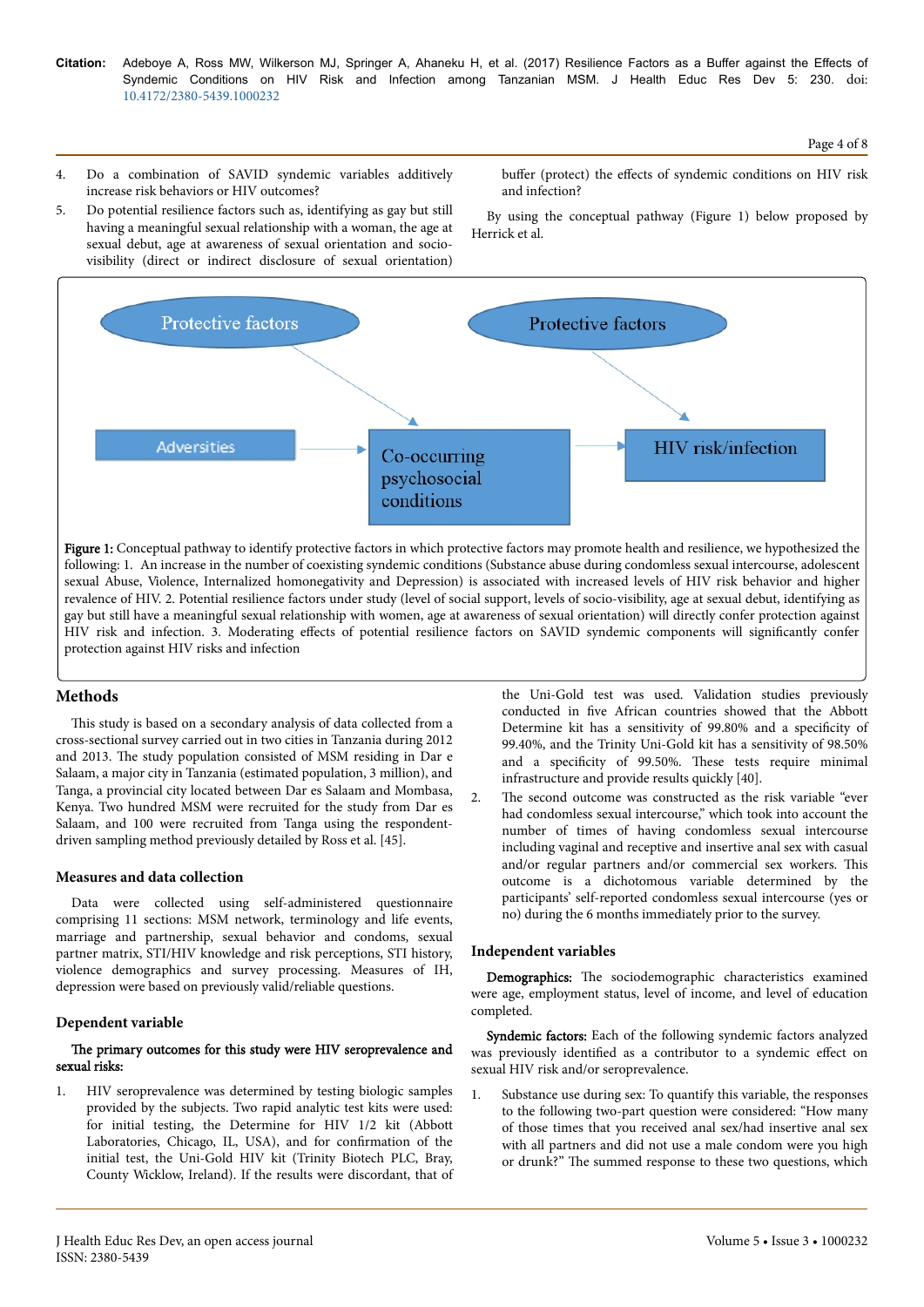4. Do a combination of SAVID syndemic variables additively increase risk behaviors or HIV outcomes?
5. Do potential resilience factors such as, identifying as gay but still having a meaningful sexual relationship with a woman, the age at sexual debut, age at awareness of sexual orientation and socio-visibility (direct or indirect disclosure of sexual orientation) buffer (protect) the effects of syndemic conditions on HIV risk and infection?

By using the conceptual pathway (Figure 1) below proposed by Herrick et al.

**Figure 1:** Conceptual pathway to identify protective factors in which protective factors may promote health and resilience, we hypothesized the following: 1. An increase in the number of coexisting syndemic conditions (Substance abuse during condomless sexual intercourse, adolescent sexual Abuse, Violence, Internalized homonegativity and Depression) is associated with increased levels of HIV risk behavior and higher revalence of HIV. 2. Potential resilience factors under study (level of social support, levels of socio-visibility, age at sexual debut, identifying as gay but still have a meaningful sexual relationship with women, age at awareness of sexual orientation) will directly confer protection against HIV risk and infection. 3. Moderating effects of potential resilience factors on SAVID syndemic components will significantly confer protection against HIV risks and infection

## Methods

This study is based on a secondary analysis of data collected from a cross-sectional survey carried out in two cities in Tanzania during 2012 and 2013. The study population consisted of MSM residing in Dar e Salaam, a major city in Tanzania (estimated population, 3 million), and Tanga, a provincial city located between Dar es Salaam and Mombasa, Kenya. Two hundred MSM were recruited for the study from Dar es Salaam, and 100 were recruited from Tanga using the respondent-driven sampling method previously detailed by Ross et al. [45].

### Measures and data collection

Data were collected using self-administered questionnaire comprising 11 sections: MSM network, terminology and life events, marriage and partnership, sexual behavior and condoms, sexual partner matrix, STI/HIV knowledge and risk perceptions, STI history, violence demographics and survey processing. Measures of IH, depression were based on previously valid/reliable questions.

### Dependent variable

**The primary outcomes for this study were HIV seroprevalence and sexual risks:**

1. HIV seroprevalence was determined by testing biologic samples provided by the subjects. Two rapid analytic test kits were used: for initial testing, the Determine for HIV 1/2 kit (Abbott Laboratories, Chicago, IL, USA), and for confirmation of the initial test, the Uni-Gold HIV kit (Trinity Biotech PLC, Bray, County Wicklow, Ireland). If the results were discordant, that of the Uni-Gold test was used. Validation studies previously conducted in five African countries showed that the Abbott Determine kit has a sensitivity of 99.80% and a specificity of 99.40%, and the Trinity Uni-Gold kit has a sensitivity of 98.50% and a specificity of 99.50%. These tests require minimal infrastructure and provide results quickly [40].
2. The second outcome was constructed as the risk variable "ever had condomless sexual intercourse," which took into account the number of times of having condomless sexual intercourse including vaginal and receptive and insertive anal sex with casual and/or regular partners and/or commercial sex workers. This outcome is a dichotomous variable determined by the participants' self-reported condomless sexual intercourse (yes or no) during the 6 months immediately prior to the survey.

### Independent variables

**Demographics:** The sociodemographic characteristics examined were age, employment status, level of income, and level of education completed.

**Syndemic factors:** Each of the following syndemic factors analyzed was previously identified as a contributor to a syndemic effect on sexual HIV risk and/or seroprevalence.

1. Substance use during sex: To quantify this variable, the responses to the following two-part question were considered: "How many of those times that you received anal sex/had insertive anal sex with all partners and did not use a male condom were you high or drunk?" The summed response to these two questions, which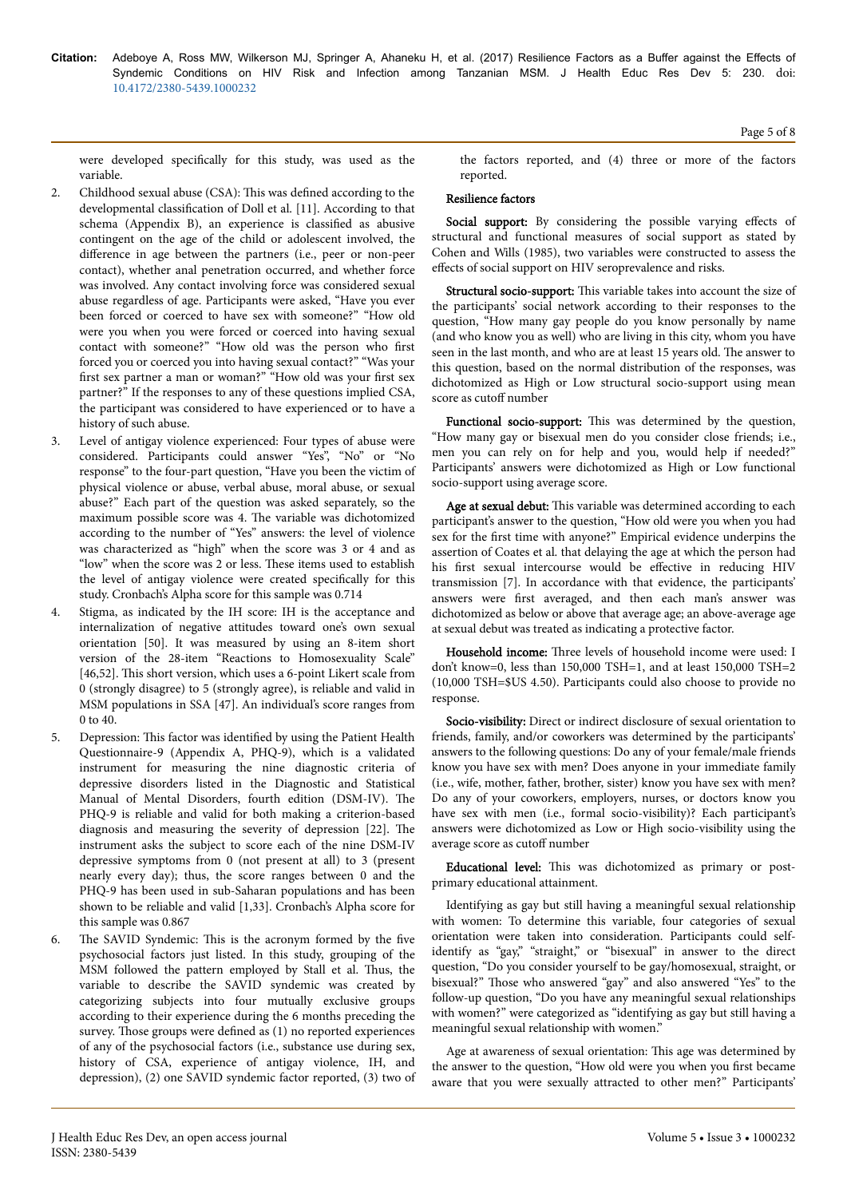were developed specifically for this study, was used as the variable.

2. Childhood sexual abuse (CSA): This was defined according to the developmental classification of Doll et al. [11]. According to that schema (Appendix B), an experience is classified as abusive contingent on the age of the child or adolescent involved, the difference in age between the partners (i.e., peer or non-peer contact), whether anal penetration occurred, and whether force was involved. Any contact involving force was considered sexual abuse regardless of age. Participants were asked, "Have you ever been forced or coerced to have sex with someone?" "How old were you when you were forced or coerced into having sexual contact with someone?" "How old was the person who first forced you or coerced you into having sexual contact?" "Was your first sex partner a man or woman?" "How old was your first sex partner?" If the responses to any of these questions implied CSA, the participant was considered to have experienced or to have a history of such abuse.
3. Level of antigay violence experienced: Four types of abuse were considered. Participants could answer "Yes", "No" or "No response" to the four-part question, "Have you been the victim of physical violence or abuse, verbal abuse, moral abuse, or sexual abuse?" Each part of the question was asked separately, so the maximum possible score was 4. The variable was dichotomized according to the number of "Yes" answers: the level of violence was characterized as "high" when the score was 3 or 4 and as "low" when the score was 2 or less. These items used to establish the level of antigay violence were created specifically for this study. Cronbach's Alpha score for this sample was 0.714
4. Stigma, as indicated by the IH score: IH is the acceptance and internalization of negative attitudes toward one's own sexual orientation [50]. It was measured by using an 8-item short version of the 28-item "Reactions to Homosexuality Scale" [46,52]. This short version, which uses a 6-point Likert scale from 0 (strongly disagree) to 5 (strongly agree), is reliable and valid in MSM populations in SSA [47]. An individual's score ranges from 0 to 40.
5. Depression: This factor was identified by using the Patient Health Questionnaire-9 (Appendix A, PHQ-9), which is a validated instrument for measuring the nine diagnostic criteria of depressive disorders listed in the Diagnostic and Statistical Manual of Mental Disorders, fourth edition (DSM-IV). The PHQ-9 is reliable and valid for both making a criterion-based diagnosis and measuring the severity of depression [22]. The instrument asks the subject to score each of the nine DSM-IV depressive symptoms from 0 (not present at all) to 3 (present nearly every day); thus, the score ranges between 0 and the PHQ-9 has been used in sub-Saharan populations and has been shown to be reliable and valid [1,33]. Cronbach's Alpha score for this sample was 0.867
6. The SAVID Syndemic: This is the acronym formed by the five psychosocial factors just listed. In this study, grouping of the MSM followed the pattern employed by Stall et al. Thus, the variable to describe the SAVID syndemic was created by categorizing subjects into four mutually exclusive groups according to their experience during the 6 months preceding the survey. Those groups were defined as (1) no reported experiences of any of the psychosocial factors (i.e., substance use during sex, history of CSA, experience of antigay violence, IH, and depression), (2) one SAVID syndemic factor reported, (3) two of the factors reported, and (4) three or more of the factors reported.

### Resilience factors

**Social support:** By considering the possible varying effects of structural and functional measures of social support as stated by Cohen and Wills (1985), two variables were constructed to assess the effects of social support on HIV seroprevalence and risks.

**Structural socio-support:** This variable takes into account the size of the participants' social network according to their responses to the question, "How many gay people do you know personally by name (and who know you as well) who are living in this city, whom you have seen in the last month, and who are at least 15 years old. The answer to this question, based on the normal distribution of the responses, was dichotomized as High or Low structural socio-support using mean score as cutoff number

**Functional socio-support:** This was determined by the question, "How many gay or bisexual men do you consider close friends; i.e., men you can rely on for help and you, would help if needed?" Participants' answers were dichotomized as High or Low functional socio-support using average score.

**Age at sexual debut:** This variable was determined according to each participant's answer to the question, "How old were you when you had sex for the first time with anyone?" Empirical evidence underpins the assertion of Coates et al. that delaying the age at which the person had his first sexual intercourse would be effective in reducing HIV transmission [7]. In accordance with that evidence, the participants' answers were first averaged, and then each man's answer was dichotomized as below or above that average age; an above-average age at sexual debut was treated as indicating a protective factor.

**Household income:** Three levels of household income were used: I don't know=0, less than 150,000 TSH=1, and at least 150,000 TSH=2 (10,000 TSH=$US 4.50). Participants could also choose to provide no response.

**Socio-visibility:** Direct or indirect disclosure of sexual orientation to friends, family, and/or coworkers was determined by the participants' answers to the following questions: Do any of your female/male friends know you have sex with men? Does anyone in your immediate family (i.e., wife, mother, father, brother, sister) know you have sex with men? Do any of your coworkers, employers, nurses, or doctors know you have sex with men (i.e., formal socio-visibility)? Each participant's answers were dichotomized as Low or High socio-visibility using the average score as cutoff number

**Educational level:** This was dichotomized as primary or post-primary educational attainment.

Identifying as gay but still having a meaningful sexual relationship with women: To determine this variable, four categories of sexual orientation were taken into consideration. Participants could self-identify as "gay," "straight," or "bisexual" in answer to the direct question, "Do you consider yourself to be gay/homosexual, straight, or bisexual?" Those who answered "gay" and also answered "Yes" to the follow-up question, "Do you have any meaningful sexual relationships with women?" were categorized as "identifying as gay but still having a meaningful sexual relationship with women."

Age at awareness of sexual orientation: This age was determined by the answer to the question, "How old were you when you first became aware that you were sexually attracted to other men?" Participants'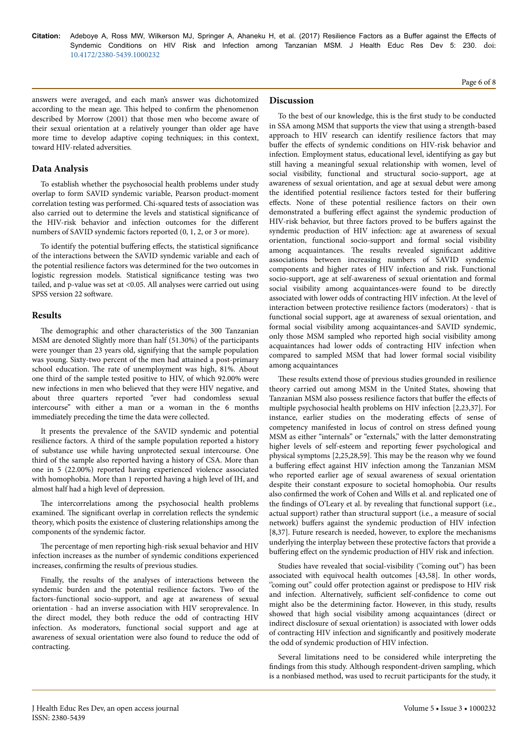answers were averaged, and each man's answer was dichotomized according to the mean age. This helped to confirm the phenomenon described by Morrow (2001) that those men who become aware of their sexual orientation at a relatively younger than older age have more time to develop adaptive coping techniques; in this context, toward HIV-related adversities.

## Data Analysis

To establish whether the psychosocial health problems under study overlap to form SAVID syndemic variable, Pearson product-moment correlation testing was performed. Chi-squared tests of association was also carried out to determine the levels and statistical significance of the HIV-risk behavior and infection outcomes for the different numbers of SAVID syndemic factors reported (0, 1, 2, or 3 or more).

To identify the potential buffering effects, the statistical significance of the interactions between the SAVID syndemic variable and each of the potential resilience factors was determined for the two outcomes in logistic regression models. Statistical significance testing was two tailed, and p-value was set at <0.05. All analyses were carried out using SPSS version 22 software.

## Results

The demographic and other characteristics of the 300 Tanzanian MSM are denoted Slightly more than half (51.30%) of the participants were younger than 23 years old, signifying that the sample population was young. Sixty-two percent of the men had attained a post-primary school education. The rate of unemployment was high, 81%. About one third of the sample tested positive to HIV, of which 92.00% were new infections in men who believed that they were HIV negative, and about three quarters reported "ever had condomless sexual intercourse" with either a man or a woman in the 6 months immediately preceding the time the data were collected.

It presents the prevalence of the SAVID syndemic and potential resilience factors. A third of the sample population reported a history of substance use while having unprotected sexual intercourse. One third of the sample also reported having a history of CSA. More than one in 5 (22.00%) reported having experienced violence associated with homophobia. More than 1 reported having a high level of IH, and almost half had a high level of depression.

The intercorrelations among the psychosocial health problems examined. The significant overlap in correlation reflects the syndemic theory, which posits the existence of clustering relationships among the components of the syndemic factor.

The percentage of men reporting high-risk sexual behavior and HIV infection increases as the number of syndemic conditions experienced increases, confirming the results of previous studies.

Finally, the results of the analyses of interactions between the syndemic burden and the potential resilience factors. Two of the factors-functional socio-support, and age at awareness of sexual orientation - had an inverse association with HIV seroprevalence. In the direct model, they both reduce the odd of contracting HIV infection. As moderators, functional social support and age at awareness of sexual orientation were also found to reduce the odd of contracting.

## Discussion

To the best of our knowledge, this is the first study to be conducted in SSA among MSM that supports the view that using a strength-based approach to HIV research can identify resilience factors that may buffer the effects of syndemic conditions on HIV-risk behavior and infection. Employment status, educational level, identifying as gay but still having a meaningful sexual relationship with women, level of social visibility, functional and structural socio-support, age at awareness of sexual orientation, and age at sexual debut were among the identified potential resilience factors tested for their buffering effects. None of these potential resilience factors on their own demonstrated a buffering effect against the syndemic production of HIV-risk behavior, but three factors proved to be buffers against the syndemic production of HIV infection: age at awareness of sexual orientation, functional socio-support and formal social visibility among acquaintances. The results revealed significant additive associations between increasing numbers of SAVID syndemic components and higher rates of HIV infection and risk. Functional socio-support, age at self-awareness of sexual orientation and formal social visibility among acquaintances-were found to be directly associated with lower odds of contracting HIV infection. At the level of interaction between protective resilience factors (moderators) - that is functional social support, age at awareness of sexual orientation, and formal social visibility among acquaintances-and SAVID syndemic, only those MSM sampled who reported high social visibility among acquaintances had lower odds of contracting HIV infection when compared to sampled MSM that had lower formal social visibility among acquaintances

These results extend those of previous studies grounded in resilience theory carried out among MSM in the United States, showing that Tanzanian MSM also possess resilience factors that buffer the effects of multiple psychosocial health problems on HIV infection [2,23,37]. For instance, earlier studies on the moderating effects of sense of competency manifested in locus of control on stress defined young MSM as either "internals" or "externals," with the latter demonstrating higher levels of self-esteem and reporting fewer psychological and physical symptoms [2,25,28,59]. This may be the reason why we found a buffering effect against HIV infection among the Tanzanian MSM who reported earlier age of sexual awareness of sexual orientation despite their constant exposure to societal homophobia. Our results also confirmed the work of Cohen and Wills et al. and replicated one of the findings of O'Leary et al. by revealing that functional support (i.e., actual support) rather than structural support (i.e., a measure of social network) buffers against the syndemic production of HIV infection [8,37]. Future research is needed, however, to explore the mechanisms underlying the interplay between these protective factors that provide a buffering effect on the syndemic production of HIV risk and infection.

Studies have revealed that social-visibility ("coming out") has been associated with equivocal health outcomes [43,58]. In other words, "coming out" could offer protection against or predispose to HIV risk and infection. Alternatively, sufficient self-confidence to come out might also be the determining factor. However, in this study, results showed that high social visibility among acquaintances (direct or indirect disclosure of sexual orientation) is associated with lower odds of contracting HIV infection and significantly and positively moderate the odd of syndemic production of HIV infection.

Several limitations need to be considered while interpreting the findings from this study. Although respondent-driven sampling, which is a nonbiased method, was used to recruit participants for the study, it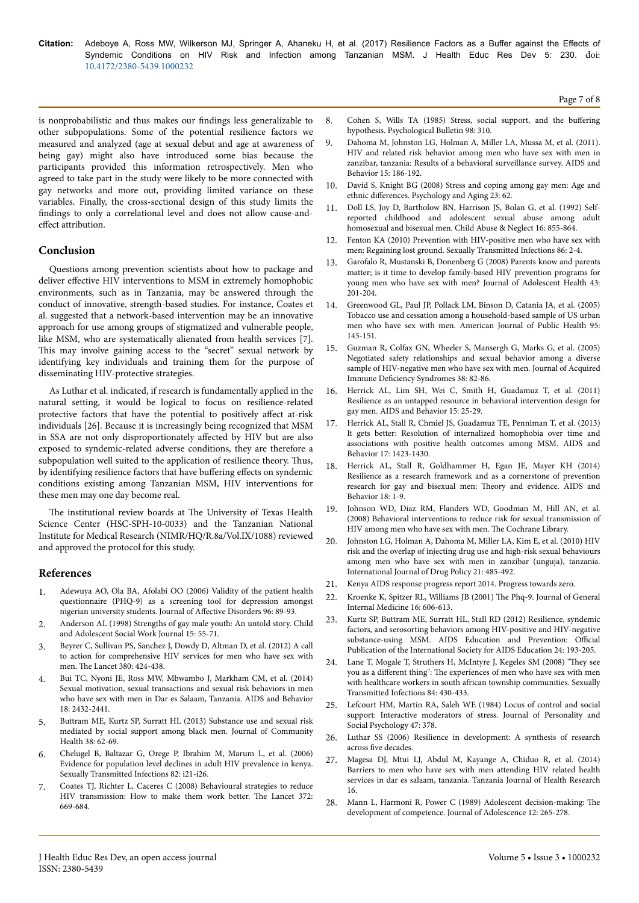is nonprobabilistic and thus makes our findings less generalizable to other subpopulations. Some of the potential resilience factors we measured and analyzed (age at sexual debut and age at awareness of being gay) might also have introduced some bias because the participants provided this information retrospectively. Men who agreed to take part in the study were likely to be more connected with gay networks and more out, providing limited variance on these variables. Finally, the cross-sectional design of this study limits the findings to only a correlational level and does not allow cause-and-effect attribution.

## Conclusion

Questions among prevention scientists about how to package and deliver effective HIV interventions to MSM in extremely homophobic environments, such as in Tanzania, may be answered through the conduct of innovative, strength-based studies. For instance, Coates et al. suggested that a network-based intervention may be an innovative approach for use among groups of stigmatized and vulnerable people, like MSM, who are systematically alienated from health services [7]. This may involve gaining access to the "secret" sexual network by identifying key individuals and training them for the purpose of disseminating HIV-protective strategies.

As Luthar et al. indicated, if research is fundamentally applied in the natural setting, it would be logical to focus on resilience-related protective factors that have the potential to positively affect at-risk individuals [26]. Because it is increasingly being recognized that MSM in SSA are not only disproportionately affected by HIV but are also exposed to syndemic-related adverse conditions, they are therefore a subpopulation well suited to the application of resilience theory. Thus, by identifying resilience factors that have buffering effects on syndemic conditions existing among Tanzanian MSM, HIV interventions for these men may one day become real.

The institutional review boards at The University of Texas Health Science Center (HSC-SPH-10-0033) and the Tanzanian National Institute for Medical Research (NIMR/HQ/R.8a/Vol.IX/1088) reviewed and approved the protocol for this study.

## References

1. Adewuya AO, Ola BA, Afolabi OO (2006) Validity of the patient health questionnaire (PHQ-9) as a screening tool for depression amongst nigerian university students. Journal of Affective Disorders 96: 89-93.
2. Anderson AL (1998) Strengths of gay male youth: An untold story. Child and Adolescent Social Work Journal 15: 55-71.
3. Beyrer C, Sullivan PS, Sanchez J, Dowdy D, Altman D, et al. (2012) A call to action for comprehensive HIV services for men who have sex with men. The Lancet 380: 424-438.
4. Bui TC, Nyoni JE, Ross MW, Mbwambo J, Markham CM, et al. (2014) Sexual motivation, sexual transactions and sexual risk behaviors in men who have sex with men in Dar es Salaam, Tanzania. AIDS and Behavior 18: 2432-2441.
5. Buttram ME, Kurtz SP, Surratt HL (2013) Substance use and sexual risk mediated by social support among black men. Journal of Community Health 38: 62-69.
6. Chelugel B, Baltazar G, Orege P, Ibrahim M, Marum L, et al. (2006) Evidence for population level declines in adult HIV prevalence in kenya. Sexually Transmitted Infections 82: i21-i26.
7. Coates TJ, Richter L, Caceres C (2008) Behavioural strategies to reduce HIV transmission: How to make them work better. The Lancet 372: 669-684.
8. Cohen S, Wills TA (1985) Stress, social support, and the buffering hypothesis. Psychological Bulletin 98: 310.
9. Dahoma M, Johnston LG, Holman A, Miller LA, Mussa M, et al. (2011). HIV and related risk behavior among men who have sex with men in zanzibar, tanzania: Results of a behavioral surveillance survey. AIDS and Behavior 15: 186-192.
10. David S, Knight BG (2008) Stress and coping among gay men: Age and ethnic differences. Psychology and Aging 23: 62.
11. Doll LS, Joy D, Bartholow BN, Harrison JS, Bolan G, et al. (1992) Self-reported childhood and adolescent sexual abuse among adult homosexual and bisexual men. Child Abuse & Neglect 16: 855-864.
12. Fenton KA (2010) Prevention with HIV-positive men who have sex with men: Regaining lost ground. Sexually Transmitted Infections 86: 2-4.
13. Garofalo R, Mustanski B, Donenberg G (2008) Parents know and parents matter; is it time to develop family-based HIV prevention programs for young men who have sex with men? Journal of Adolescent Health 43: 201-204.
14. Greenwood GL, Paul JP, Pollack LM, Binson D, Catania JA, et al. (2005) Tobacco use and cessation among a household-based sample of US urban men who have sex with men. American Journal of Public Health 95: 145-151.
15. Guzman R, Colfax GN, Wheeler S, Mansergh G, Marks G, et al. (2005) Negotiated safety relationships and sexual behavior among a diverse sample of HIV-negative men who have sex with men. Journal of Acquired Immune Deficiency Syndromes 38: 82-86.
16. Herrick AL, Lim SH, Wei C, Smith H, Guadamuz T, et al. (2011) Resilience as an untapped resource in behavioral intervention design for gay men. AIDS and Behavior 15: 25-29.
17. Herrick AL, Stall R, Chmiel JS, Guadamuz TE, Penniman T, et al. (2013) It gets better: Resolution of internalized homophobia over time and associations with positive health outcomes among MSM. AIDS and Behavior 17: 1423-1430.
18. Herrick AL, Stall R, Goldhammer H, Egan JE, Mayer KH (2014) Resilience as a research framework and as a cornerstone of prevention research for gay and bisexual men: Theory and evidence. AIDS and Behavior 18: 1-9.
19. Johnson WD, Diaz RM, Flanders WD, Goodman M, Hill AN, et al. (2008) Behavioral interventions to reduce risk for sexual transmission of HIV among men who have sex with men. The Cochrane Library.
20. Johnston LG, Holman A, Dahoma M, Miller LA, Kim E, et al. (2010) HIV risk and the overlap of injecting drug use and high-risk sexual behaviours among men who have sex with men in zanzibar (unguja), tanzania. International Journal of Drug Policy 21: 485-492.
21. Kenya AIDS response progress report 2014. Progress towards zero.
22. Kroenke K, Spitzer RL, Williams JB (2001) The Phq-9. Journal of General Internal Medicine 16: 606-613.
23. Kurtz SP, Buttram ME, Surratt HL, Stall RD (2012) Resilience, syndemic factors, and serosorting behaviors among HIV-positive and HIV-negative substance-using MSM. AIDS Education and Prevention: Official Publication of the International Society for AIDS Education 24: 193-205.
24. Lane T, Mogale T, Struthers H, McIntyre J, Kegeles SM (2008) "They see you as a different thing": The experiences of men who have sex with men with healthcare workers in south african township communities. Sexually Transmitted Infections 84: 430-433.
25. Lefcourt HM, Martin RA, Saleh WE (1984) Locus of control and social support: Interactive moderators of stress. Journal of Personality and Social Psychology 47: 378.
26. Luthar SS (2006) Resilience in development: A synthesis of research across five decades.
27. Magesa DJ, Mtui LJ, Abdul M, Kayange A, Chiduo R, et al. (2014) Barriers to men who have sex with men attending HIV related health services in dar es salaam, tanzania. Tanzania Journal of Health Research 16.
28. Mann L, Harmoni R, Power C (1989) Adolescent decision-making: The development of competence. Journal of Adolescence 12: 265-278.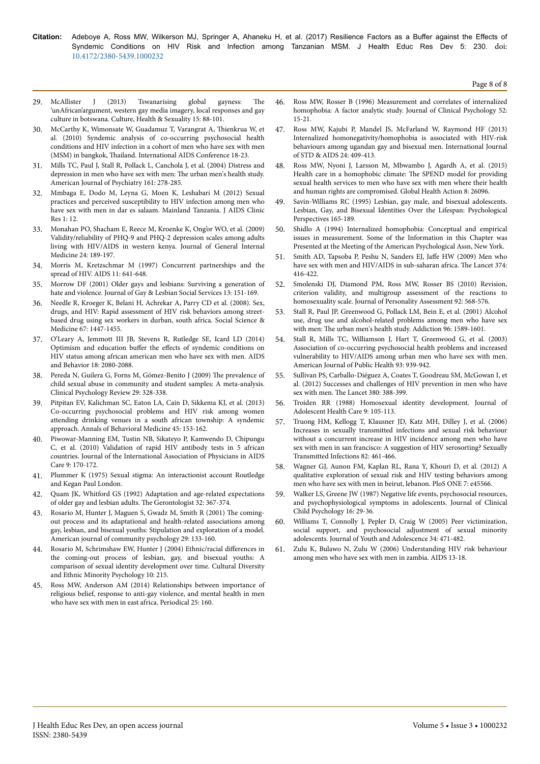29. McAllister J (2013) Tswanarising global gayness: The 'unAfrican'argument, western gay media imagery, local responses and gay culture in botswana. Culture, Health & Sexuality 15: 88-101.

30. McCarthy K, Wimonsate W, Guadamuz T, Varangrat A, Thienkrua W, et al. (2010) Syndemic analysis of co-occurring psychosocial health conditions and HIV infection in a cohort of men who have sex with men (MSM) in bangkok, Thailand. International AIDS Conference 18-23.

31. Mills TC, Paul J, Stall R, Pollack L, Canchola J, et al. (2004) Distress and depression in men who have sex with men: The urban men's health study. American Journal of Psychiatry 161: 278-285.

32. Mmbaga E, Dodo M, Leyna G, Moen K, Leshabari M (2012) Sexual practices and perceived susceptibility to HIV infection among men who have sex with men in dar es salaam. Mainland Tanzania. J AIDS Clinic Res 1: 12.

33. Monahan PO, Shacham E, Reece M, Kroenke K, Ong'or WO, et al. (2009) Validity/reliability of PHQ-9 and PHQ-2 depression scales among adults living with HIV/AIDS in western kenya. Journal of General Internal Medicine 24: 189-197.

34. Morris M, Kretzschmar M (1997) Concurrent partnerships and the spread of HIV. AIDS 11: 641-648.

35. Morrow DF (2001) Older gays and lesbians: Surviving a generation of hate and violence. Journal of Gay & Lesbian Social Services 13: 151-169.

36. Needle R, Kroeger K, Belani H, Achrekar A, Parry CD et al. (2008). Sex, drugs, and HIV: Rapid assessment of HIV risk behaviors among street-based drug using sex workers in durban, south africa. Social Science & Medicine 67: 1447-1455.

37. O'Leary A, Jemmott III JB, Stevens R, Rutledge SE, Icard LD (2014) Optimism and education buffer the effects of syndemic conditions on HIV status among african american men who have sex with men. AIDS and Behavior 18: 2080-2088.

38. Pereda N, Guilera G, Forns M, Gómez-Benito J (2009) The prevalence of child sexual abuse in community and student samples: A meta-analysis. Clinical Psychology Review 29: 328-338.

39. Pitpitan EV, Kalichman SC, Eaton LA, Cain D, Sikkema KJ, et al. (2013) Co-occurring psychosocial problems and HIV risk among women attending drinking venues in a south african township: A syndemic approach. Annals of Behavioral Medicine 45: 153-162.

40. Piwowar-Manning EM, Tustin NB, Sikateyo P, Kamwendo D, Chipungu C, et al. (2010) Validation of rapid HIV antibody tests in 5 african countries. Journal of the International Association of Physicians in AIDS Care 9: 170-172.

41. Plummer K (1975) Sexual stigma: An interactionist account Routledge and Kegan Paul London.

42. Quam JK, Whitford GS (1992) Adaptation and age-related expectations of older gay and lesbian adults. The Gerontologist 32: 367-374.

43. Rosario M, Hunter J, Maguen S, Gwadz M, Smith R (2001) The coming-out process and its adaptational and health-related associations among gay, lesbian, and bisexual youths: Stipulation and exploration of a model. American journal of community psychology 29: 133-160.

44. Rosario M, Schrimshaw EW, Hunter J (2004) Ethnic/racial differences in the coming-out process of lesbian, gay, and bisexual youths: A comparison of sexual identity development over time. Cultural Diversity and Ethnic Minority Psychology 10: 215.

45. Ross MW, Anderson AM (2014) Relationships between importance of religious belief, response to anti-gay violence, and mental health in men who have sex with men in east africa. Periodical 25: 160.

46. Ross MW, Rosser B (1996) Measurement and correlates of internalized homophobia: A factor analytic study. Journal of Clinical Psychology 52: 15-21.

47. Ross MW, Kajubi P, Mandel JS, McFarland W, Raymond HF (2013) Internalized homonegativity/homophobia is associated with HIV-risk behaviours among ugandan gay and bisexual men. International Journal of STD & AIDS 24: 409-413.

48. Ross MW, Nyoni J, Larsson M, Mbwambo J, Agardh A, et al. (2015) Health care in a homophobic climate: The SPEND model for providing sexual health services to men who have sex with men where their health and human rights are compromised. Global Health Action 8: 26096.

49. Savin-Williams RC (1995) Lesbian, gay male, and bisexual adolescents. Lesbian, Gay, and Bisexual Identities Over the Lifespan: Psychological Perspectives 165-189.

50. Shidlo A (1994) Internalized homophobia: Conceptual and empirical issues in measurement. Some of the Information in this Chapter was Presented at the Meeting of the American Psychological Assn, New York.

51. Smith AD, Tapsoba P, Peshu N, Sanders EJ, Jaffe HW (2009) Men who have sex with men and HIV/AIDS in sub-saharan africa. The Lancet 374: 416-422.

52. Smolenski DJ, Diamond PM, Ross MW, Rosser BS (2010) Revision, criterion validity, and multigroup assessment of the reactions to homosexuality scale. Journal of Personality Assessment 92: 568-576.

53. Stall R, Paul JP, Greenwood G, Pollack LM, Bein E, et al. (2001) Alcohol use, drug use and alcohol-related problems among men who have sex with men: The urban men's health study. Addiction 96: 1589-1601.

54. Stall R, Mills TC, Williamson J, Hart T, Greenwood G, et al. (2003) Association of co-occurring psychosocial health problems and increased vulnerability to HIV/AIDS among urban men who have sex with men. American Journal of Public Health 93: 939-942.

55. Sullivan PS, Carballo-Diéguez A, Coates T, Goodreau SM, McGowan I, et al. (2012) Successes and challenges of HIV prevention in men who have sex with men. The Lancet 380: 388-399.

56. Troiden RR (1988) Homosexual identity development. Journal of Adolescent Health Care 9: 105-113.

57. Truong HM, Kellogg T, Klausner JD, Katz MH, Dilley J, et al. (2006) Increases in sexually transmitted infections and sexual risk behaviour without a concurrent increase in HIV incidence among men who have sex with men in san francisco: A suggestion of HIV serosorting? Sexually Transmitted Infections 82: 461-466.

58. Wagner GJ, Aunon FM, Kaplan RL, Rana Y, Khouri D, et al. (2012) A qualitative exploration of sexual risk and HIV testing behaviors among men who have sex with men in beirut, lebanon. PloS ONE 7: e45566.

59. Walker LS, Greene JW (1987) Negative life events, psychosocial resources, and psychophysiological symptoms in adolescents. Journal of Clinical Child Psychology 16: 29-36.

60. Williams T, Connolly J, Pepler D, Craig W (2005) Peer victimization, social support, and psychosocial adjustment of sexual minority adolescents. Journal of Youth and Adolescence 34: 471-482.

61. Zulu K, Bulawo N, Zulu W (2006) Understanding HIV risk behaviour among men who have sex with men in zambia. AIDS 13-18.